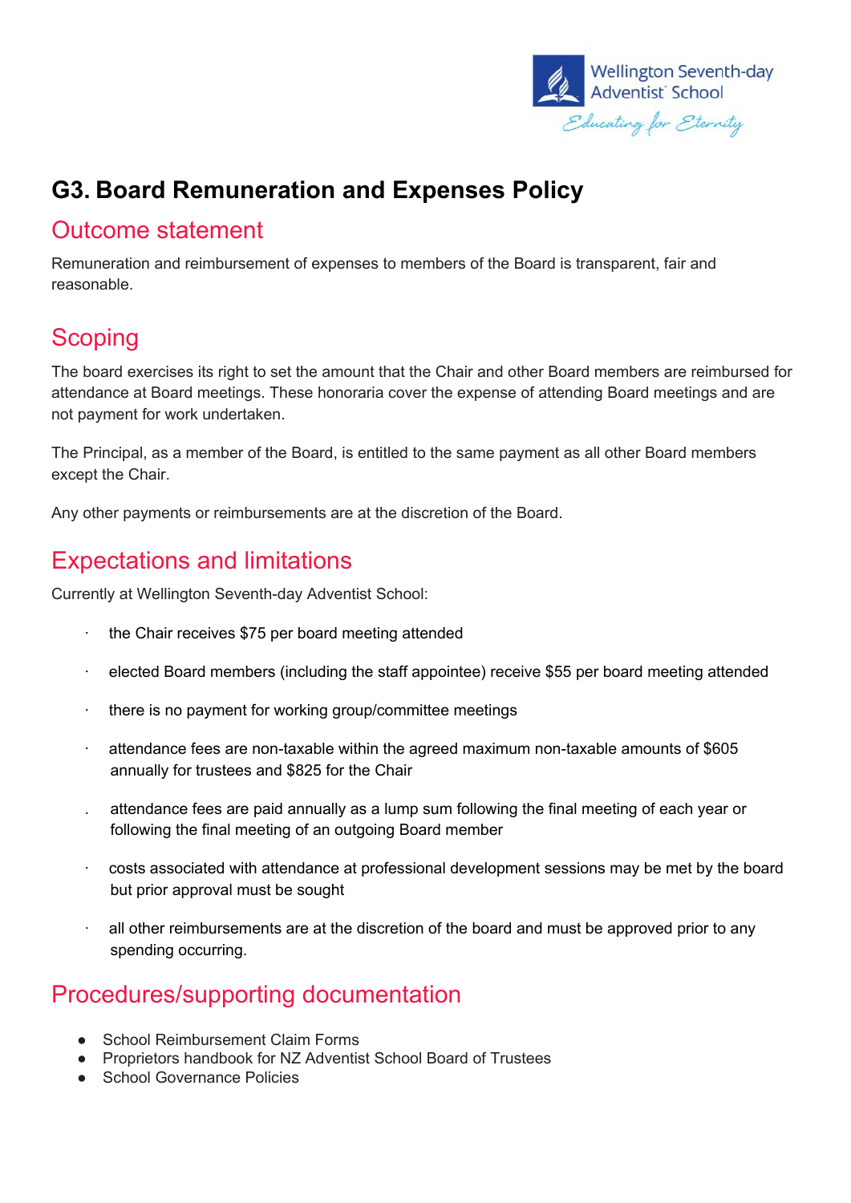Wellington Seventh-day Adventist School

*Educating for Eternity*

# G3. Board Remuneration and Expenses Policy

## Outcome statement

Remuneration and reimbursement of expenses to members of the Board is transparent, fair and reasonable.

## Scoping

The board exercises its right to set the amount that the Chair and other Board members are reimbursed for attendance at Board meetings. These honoraria cover the expense of attending Board meetings and are not payment for work undertaken.

The Principal, as a member of the Board, is entitled to the same payment as all other Board members except the Chair.

Any other payments or reimbursements are at the discretion of the Board.

## Expectations and limitations

Currently at Wellington Seventh-day Adventist School:

- the Chair receives $75 per board meeting attended
- elected Board members (including the staff appointee) receive $55 per board meeting attended
- there is no payment for working group/committee meetings
- attendance fees are non-taxable within the agreed maximum non-taxable amounts of $605 annually for trustees and $825 for the Chair
- attendance fees are paid annually as a lump sum following the final meeting of each year or following the final meeting of an outgoing Board member
- costs associated with attendance at professional development sessions may be met by the board but prior approval must be sought
- all other reimbursements are at the discretion of the board and must be approved prior to any spending occurring.

## Procedures/supporting documentation

- School Reimbursement Claim Forms
- Proprietors handbook for NZ Adventist School Board of Trustees
- School Governance Policies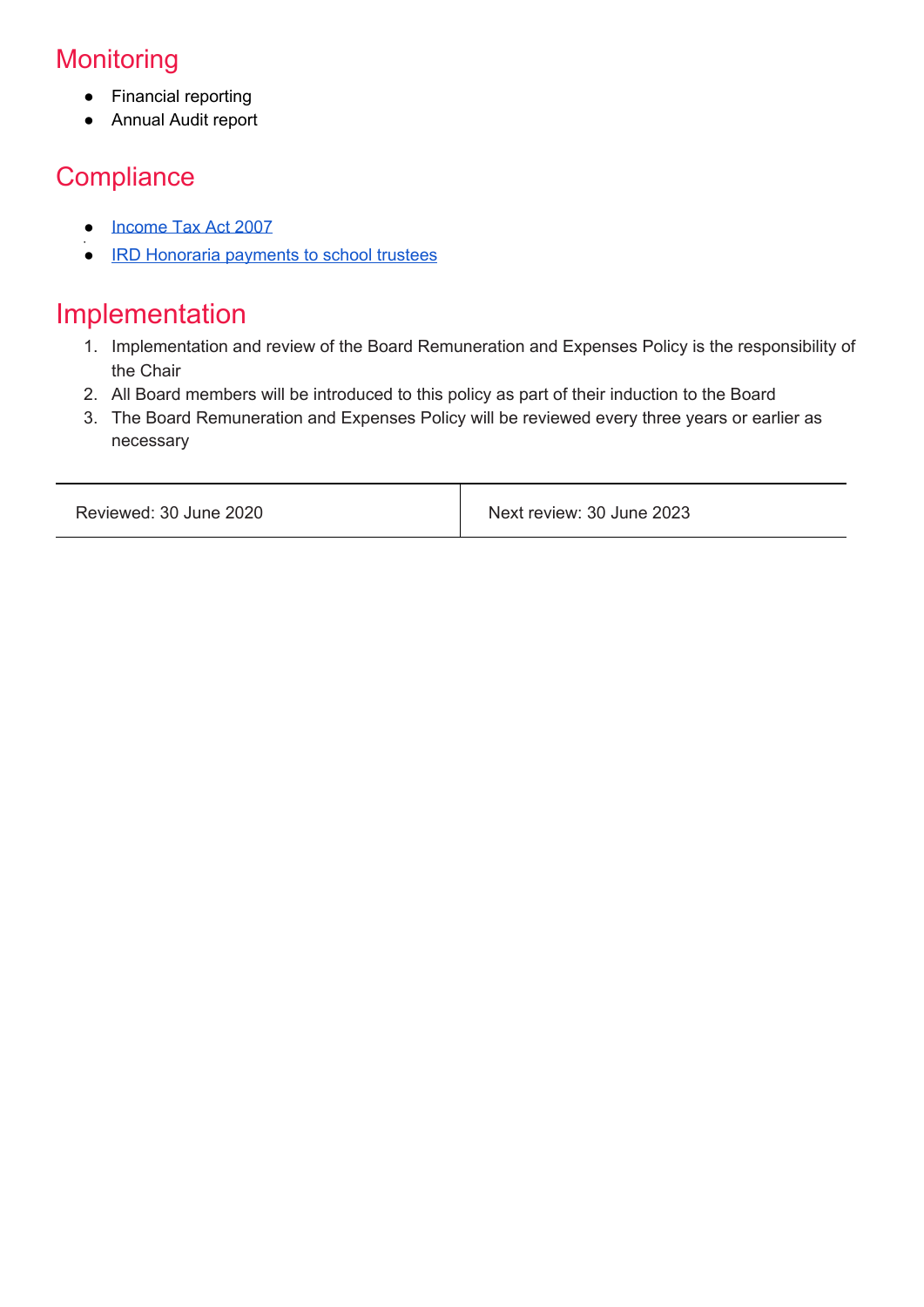## Monitoring

- Financial reporting
- Annual Audit report

## Compliance

- Income Tax Act 2007
- IRD Honoraria payments to school trustees

## Implementation

1. Implementation and review of the Board Remuneration and Expenses Policy is the responsibility of the Chair
2. All Board members will be introduced to this policy as part of their induction to the Board
3. The Board Remuneration and Expenses Policy will be reviewed every three years or earlier as necessary

| | |
|---|---|
| Reviewed: 30 June 2020 | Next review: 30 June 2023 |